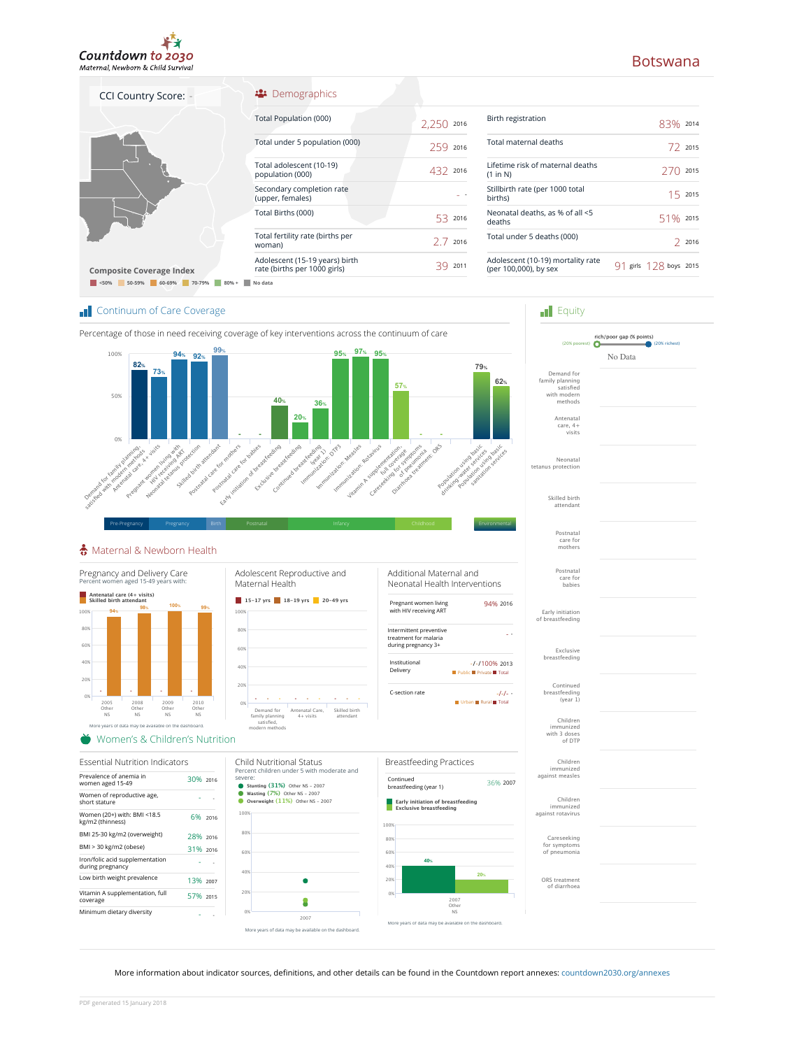# Countdown to 2030
*Maternal, Newborn & Child Survival*

# Botswana

CCI Country Score: -

Composite Coverage Index

<50% | 50-59% | 60-69% | 70-79% | 80% + | No data

## Demographics

| Indicator | Value | Year |
|---|---|---|
| Total Population (000) | 2,250 | 2016 |
| Total under 5 population (000) | 259 | 2016 |
| Total adolescent (10-19) population (000) | 432 | 2016 |
| Secondary completion rate (upper, females) | - | - |
| Total Births (000) | 53 | 2016 |
| Total fertility rate (births per woman) | 2.7 | 2016 |
| Adolescent (15-19 years) birth rate (births per 1000 girls) | 39 | 2011 |
| Birth registration | 83% | 2014 |
| Total maternal deaths | 72 | 2015 |
| Lifetime risk of maternal deaths (1 in N) | 270 | 2015 |
| Stillbirth rate (per 1000 total births) | 15 | 2015 |
| Neonatal deaths, as % of all <5 deaths | 51% | 2015 |
| Total under 5 deaths (000) | 2 | 2016 |
| Adolescent (10-19) mortality rate (per 100,000), by sex | 91 girls 128 boys | 2015 |

## Continuum of Care Coverage

Percentage of those in need receiving coverage of key interventions across the continuum of care

| Stage | Intervention | Coverage |
|---|---|---|
| Pre-Pregnancy | Demand for family planning satisfied with modern methods | 82% |
| Pregnancy | Antenatal care, 4+ visits | 73% |
| Pregnancy | Pregnant women living with HIV receiving ART | 94% |
| Pregnancy | Neonatal tetanus protection | 92% |
| Birth | Skilled birth attendant | 99% |
| Postnatal | Postnatal care for mothers | - |
| Postnatal | Postnatal care for babies | - |
| Postnatal | Early initiation of breastfeeding | 40% |
| Infancy | Exclusive breastfeeding | 20% |
| Infancy | Continued breastfeeding (year 1) | 36% |
| Infancy | Immunization: DTP3 | 95% |
| Infancy | Immunization: Measles | 97% |
| Infancy | Immunization: Rotavirus | 95% |
| Childhood | Vitamin A supplementation, full coverage | 57% |
| Childhood | Careseeking for symptoms of pneumonia | - |
| Childhood | Diarrhoea treatment: ORS | - |
| Environmental | Population using basic drinking water services | 79% |
| Environmental | Population using basic sanitation services | 62% |

## Equity

rich/poor gap (% points) (20% poorest) (20% richest)

No Data

Demand for family planning satisfied with modern methods; Antenatal care, 4+ visits; Neonatal tetanus protection; Skilled birth attendant; Postnatal care for mothers; Postnatal care for babies; Early initiation of breastfeeding; Exclusive breastfeeding; Continued breastfeeding (year 1); Children immunized with 3 doses of DTP; Children immunized against measles; Children immunized against rotavirus; Careseeking for symptoms of pneumonia; ORS treatment of diarrhoea

## Maternal & Newborn Health

### Pregnancy and Delivery Care

Percent women aged 15-49 years with:

Antenatal care (4+ visits) / Skilled birth attendant

| Year | Source | Antenatal care (4+ visits) | Skilled birth attendant |
|---|---|---|---|
| 2005 | Other NS | - | 94% |
| 2008 | Other NS | - | 98% |
| 2009 | Other NS | - | 100% |
| 2010 | Other NS | - | 99% |

More years of data may be available on the dashboard.

### Adolescent Reproductive and Maternal Health

15-17 yrs | 18-19 yrs | 20-49 yrs

| Indicator | 15-17 yrs | 18-19 yrs | 20-49 yrs |
|---|---|---|---|
| Demand for family planning satisfied, modern methods | - | - | - |
| Antenatal Care, 4+ visits | - | - | - |
| Skilled birth attendant | - | - | - |

### Additional Maternal and Neonatal Health Interventions

| Indicator | Value | Year |
|---|---|---|
| Pregnant women living with HIV receiving ART | 94% | 2016 |
| Intermittent preventive treatment for malaria during pregnancy 3+ | - | - |
| Institutional Delivery (Public / Private / Total) | -/-/100% | 2013 |
| C-section rate (Urban / Rural / Total) | -/-/- | - |

## Women's & Children's Nutrition

### Essential Nutrition Indicators

| Indicator | Value | Year |
|---|---|---|
| Prevalence of anemia in women aged 15-49 | 30% | 2016 |
| Women of reproductive age, short stature | - | - |
| Women (20+) with: BMI <18.5 kg/m2 (thinness) | 6% | 2016 |
| BMI 25-30 kg/m2 (overweight) | 28% | 2016 |
| BMI > 30 kg/m2 (obese) | 31% | 2016 |
| Iron/folic acid supplementation during pregnancy | - | - |
| Low birth weight prevalence | 13% | 2007 |
| Vitamin A supplementation, full coverage | 57% | 2015 |
| Minimum dietary diversity | - | - |

### Child Nutritional Status

Percent children under 5 with moderate and severe:

- **Stunting** (31%) Other NS - 2007
- **Wasting** (7%) Other NS - 2007
- **Overweight** (11%) Other NS - 2007

More years of data may be available on the dashboard.

### Breastfeeding Practices

| Indicator | Value | Year |
|---|---|---|
| Continued breastfeeding (year 1) | 36% | 2007 |

| Year | Source | Early initiation of breastfeeding | Exclusive breastfeeding |
|---|---|---|---|
| 2007 | Other NS | 40% | 20% |

More years of data may be available on the dashboard.

More information about indicator sources, definitions, and other details can be found in the Countdown report annexes: countdown2030.org/annexes

PDF generated 15 January 2018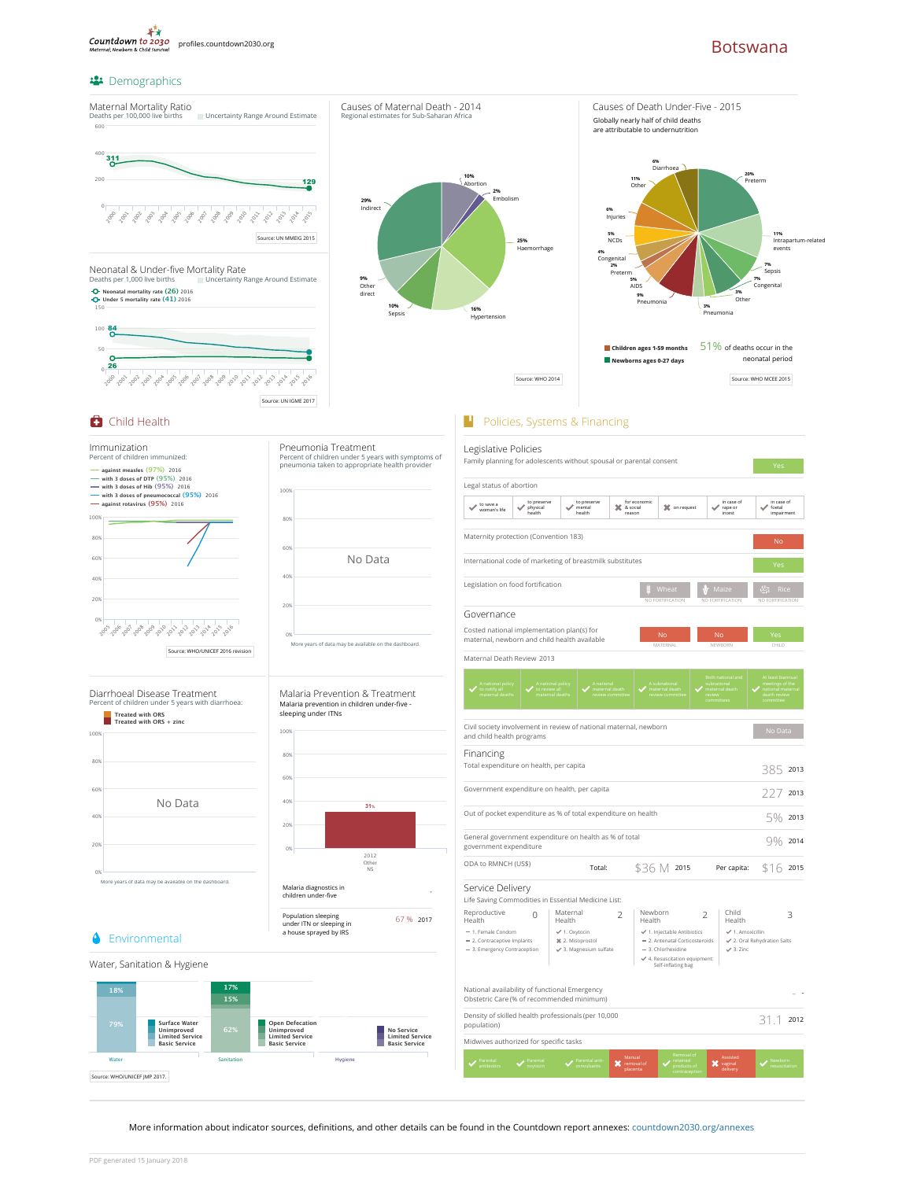Countdown to 2030
Maternal, Newborn & Child Survival

profiles.countdown2030.org

# Botswana

## Demographics

### Maternal Mortality Ratio

Deaths per 100,000 live births — Uncertainty Range Around Estimate

600
400
311
200
129
0

2000 2001 2002 2003 2004 2005 2006 2007 2008 2009 2010 2011 2012 2013 2014 2015

Source: UN MMEIG 2015

### Causes of Maternal Death - 2014

Regional estimates for Sub-Saharan Africa

10% Abortion
2% Embolism
25% Haemorrhage
16% Hypertension
10% Sepsis
9% Other direct
29% Indirect

Source: WHO 2014

### Causes of Death Under-Five - 2015

Globally nearly half of child deaths are attributable to undernutrition

6% Diarrhoea
11% Other
6% Injuries
5% NCDs
4% Congenital
2% Preterm
5% AIDS
9% Pneumonia
20% Preterm
11% Intrapartum-related events
7% Sepsis
7% Congenital
3% Other
3% Pneumonia

Children ages 1-59 months
Newborns ages 0-27 days

51% of deaths occur in the neonatal period

Source: WHO MCEE 2015

### Neonatal & Under-five Mortality Rate

Deaths per 1,000 live births — Uncertainty Range Around Estimate

Neonatal mortality rate (26) 2016
Under 5 mortality rate (41) 2016

150
100
84
50
26
0

2000 2001 2002 2003 2004 2005 2006 2007 2008 2009 2010 2011 2012 2013 2014 2015 2016

Source: UN IGME 2017

## Child Health

### Immunization

Percent of children immunized:

- against measles (97%) 2016
- with 3 doses of DTP (95%) 2016
- with 3 doses of Hib (95%) 2016
- with 3 doses of pneumococcal (95%) 2016
- against rotavirus (95%) 2016

100%
80%
60%
40%
20%
0%

2005 2006 2007 2008 2009 2010 2011 2012 2013 2014 2015 2016

Source: WHO/UNICEF 2016 revision

### Pneumonia Treatment

Percent of children under 5 years with symptoms of pneumonia taken to appropriate health provider

100%
80%
60%
40%
20%
0%

No Data

More years of data may be available on the dashboard.

### Diarrhoeal Disease Treatment

Percent of children under 5 years with diarrhoea:

- Treated with ORS
- Treated with ORS + zinc

100%
80%
60%
40%
20%
0%

No Data

More years of data may be available on the dashboard.

### Malaria Prevention & Treatment

Malaria prevention in children under-five - sleeping under ITNs

100%
80%
60%
40%
20%
0%

31%

2012
Other
NS

Malaria diagnostics in children under-five: -

Population sleeping under ITN or sleeping in a house sprayed by IRS: 67 % 2017

## Environmental

### Water, Sanitation & Hygiene

Water: 79%, 18%
Sanitation: 62%, 15%, 17%
Hygiene

Water: Surface Water, Unimproved, Limited Service, Basic Service
Sanitation: Open Defecation, Unimproved, Limited Service, Basic Service
Hygiene: No Service, Limited Service, Basic Service

Source: WHO/UNICEF JMP 2017.

## Policies, Systems & Financing

### Legislative Policies

| | |
|---|---|
| Family planning for adolescents without spousal or parental consent | Yes |

Legal status of abortion

| to save a woman's life | to preserve physical health | to preserve mental health | for economic & social reason | on request | in case of rape or incest | in case of foetal impairment |
|---|---|---|---|---|---|---|
| ✔ | ✔ | ✔ | ✖ | ✖ | ✔ | ✔ |

| | |
|---|---|
| Maternity protection (Convention 183) | No |
| International code of marketing of breastmilk substitutes | Yes |

Legislation on food fortification

| Wheat | Maize | Rice |
|---|---|---|
| NO FORTIFICATION | NO FORTIFICATION | NO FORTIFICATION |

### Governance

Costed national implementation plan(s) for maternal, newborn and child health available

| Maternal | Newborn | Child |
|---|---|---|
| No | No | Yes |

Maternal Death Review 2013

| A national policy to notify all maternal deaths | A national policy to review all maternal deaths | A national maternal death review committee | A subnational maternal death review committee | Both national and subnational maternal death review committees | At least biannual meetings of the national maternal death review committee |
|---|---|---|---|---|---|
| ✔ | ✔ | ✔ | ✔ | ✔ | ✔ |

| | |
|---|---|
| Civil society involvement in review of national maternal, newborn and child health programs | No Data |

### Financing

| | | |
|---|---|---|
| Total expenditure on health, per capita | 385 | 2013 |
| Government expenditure on health, per capita | 227 | 2013 |
| Out of pocket expenditure as % of total expenditure on health | 5% | 2013 |
| General government expenditure on health as % of total government expenditure | 9% | 2014 |

ODA to RMNCH (US$) — Total: $36 M 2015 — Per capita: $16 2015

### Service Delivery

Life Saving Commodities in Essential Medicine List:

**Reproductive Health: 0**
- – 1. Female Condom
- – 2. Contraceptive Implants
- – 3. Emergency Contraception

**Maternal Health: 2**
- ✔ 1. Oxytocin
- ✖ 2. Misoprostol
- ✔ 3. Magnesium sulfate

**Newborn Health: 2**
- ✔ 1. Injectable Antibiotics
- – 2. Antenatal Corticosteroids
- – 3. Chlorhexidine
- ✔ 4. Resuscitation equipment: Self-inflating bag

**Child Health: 3**
- ✔ 1. Amoxicillin
- ✔ 2. Oral Rehydration Salts
- ✔ 3. Zinc

| | | |
|---|---|---|
| National availability of functional Emergency Obstetric Care (% of recommended minimum) | - | - |
| Density of skilled health professionals (per 10,000 population) | 31.1 | 2012 |

Midwives authorized for specific tasks

| Parental antibiotics | Parental oxytocin | Parental anti-convulsants | Manual removal of placenta | Removal of retained products of contraception | Assisted vaginal delivery | Newborn resuscitation |
|---|---|---|---|---|---|---|
| ✔ | ✔ | ✔ | ✖ | ✔ | ✖ | ✔ |

More information about indicator sources, definitions, and other details can be found in the Countdown report annexes: countdown2030.org/annexes

PDF generated 15 January 2018